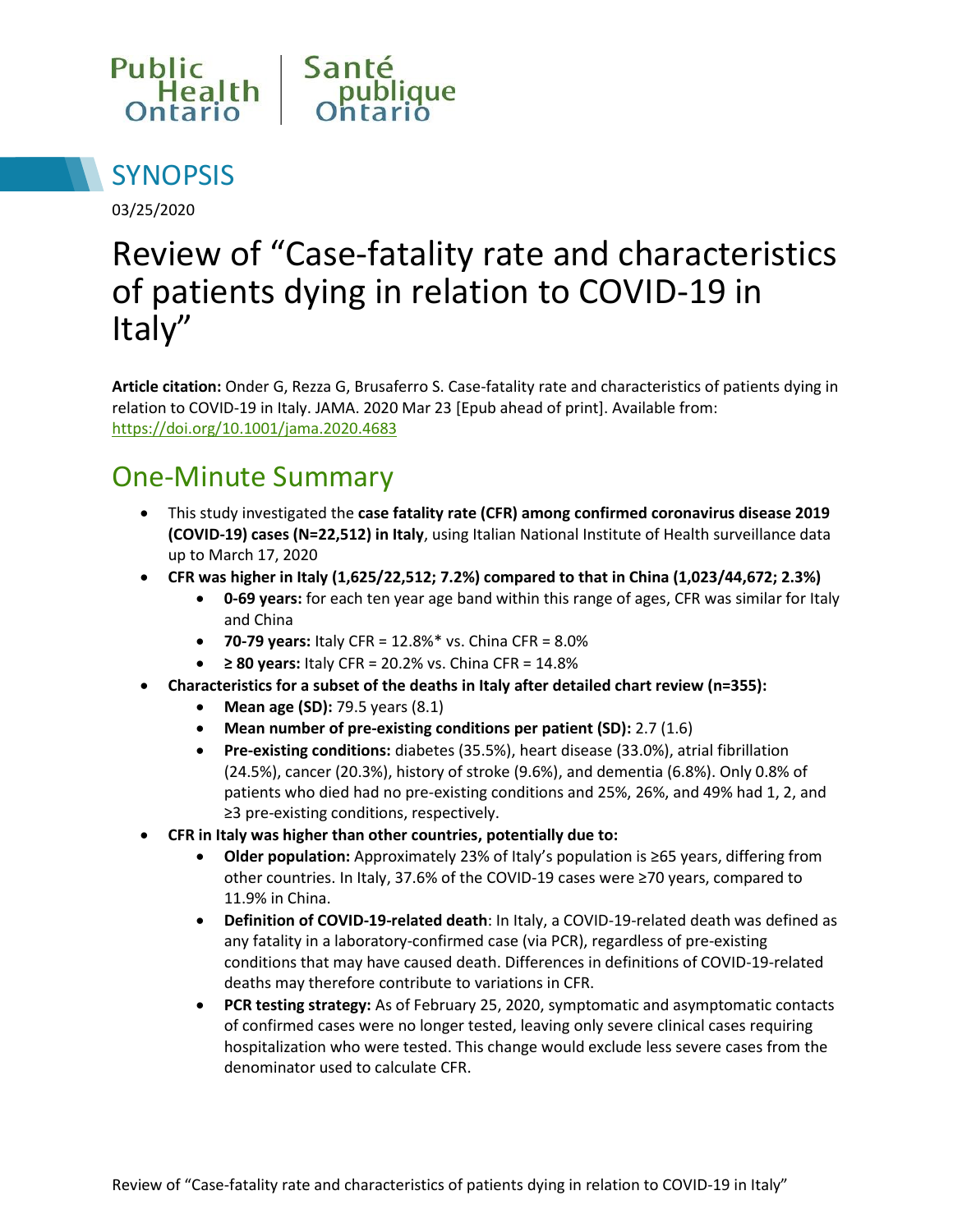Public Health Ontario | Santé publique Ontario

## SYNOPSIS

03/25/2020

# Review of "Case-fatality rate and characteristics of patients dying in relation to COVID-19 in Italy"

**Article citation:** Onder G, Rezza G, Brusaferro S. Case-fatality rate and characteristics of patients dying in relation to COVID-19 in Italy. JAMA. 2020 Mar 23 [Epub ahead of print]. Available from: https://doi.org/10.1001/jama.2020.4683

## One-Minute Summary

- This study investigated the **case fatality rate (CFR) among confirmed coronavirus disease 2019 (COVID-19) cases (N=22,512) in Italy**, using Italian National Institute of Health surveillance data up to March 17, 2020
- **CFR was higher in Italy (1,625/22,512; 7.2%) compared to that in China (1,023/44,672; 2.3%)**
  - **0-69 years:** for each ten year age band within this range of ages, CFR was similar for Italy and China
  - **70-79 years:** Italy CFR = 12.8%* vs. China CFR = 8.0%
  - **≥ 80 years:** Italy CFR = 20.2% vs. China CFR = 14.8%
- **Characteristics for a subset of the deaths in Italy after detailed chart review (n=355):**
  - **Mean age (SD):** 79.5 years (8.1)
  - **Mean number of pre-existing conditions per patient (SD):** 2.7 (1.6)
  - **Pre-existing conditions:** diabetes (35.5%), heart disease (33.0%), atrial fibrillation (24.5%), cancer (20.3%), history of stroke (9.6%), and dementia (6.8%). Only 0.8% of patients who died had no pre-existing conditions and 25%, 26%, and 49% had 1, 2, and ≥3 pre-existing conditions, respectively.
- **CFR in Italy was higher than other countries, potentially due to:**
  - **Older population:** Approximately 23% of Italy's population is ≥65 years, differing from other countries. In Italy, 37.6% of the COVID-19 cases were ≥70 years, compared to 11.9% in China.
  - **Definition of COVID-19-related death**: In Italy, a COVID-19-related death was defined as any fatality in a laboratory-confirmed case (via PCR), regardless of pre-existing conditions that may have caused death. Differences in definitions of COVID-19-related deaths may therefore contribute to variations in CFR.
  - **PCR testing strategy:** As of February 25, 2020, symptomatic and asymptomatic contacts of confirmed cases were no longer tested, leaving only severe clinical cases requiring hospitalization who were tested. This change would exclude less severe cases from the denominator used to calculate CFR.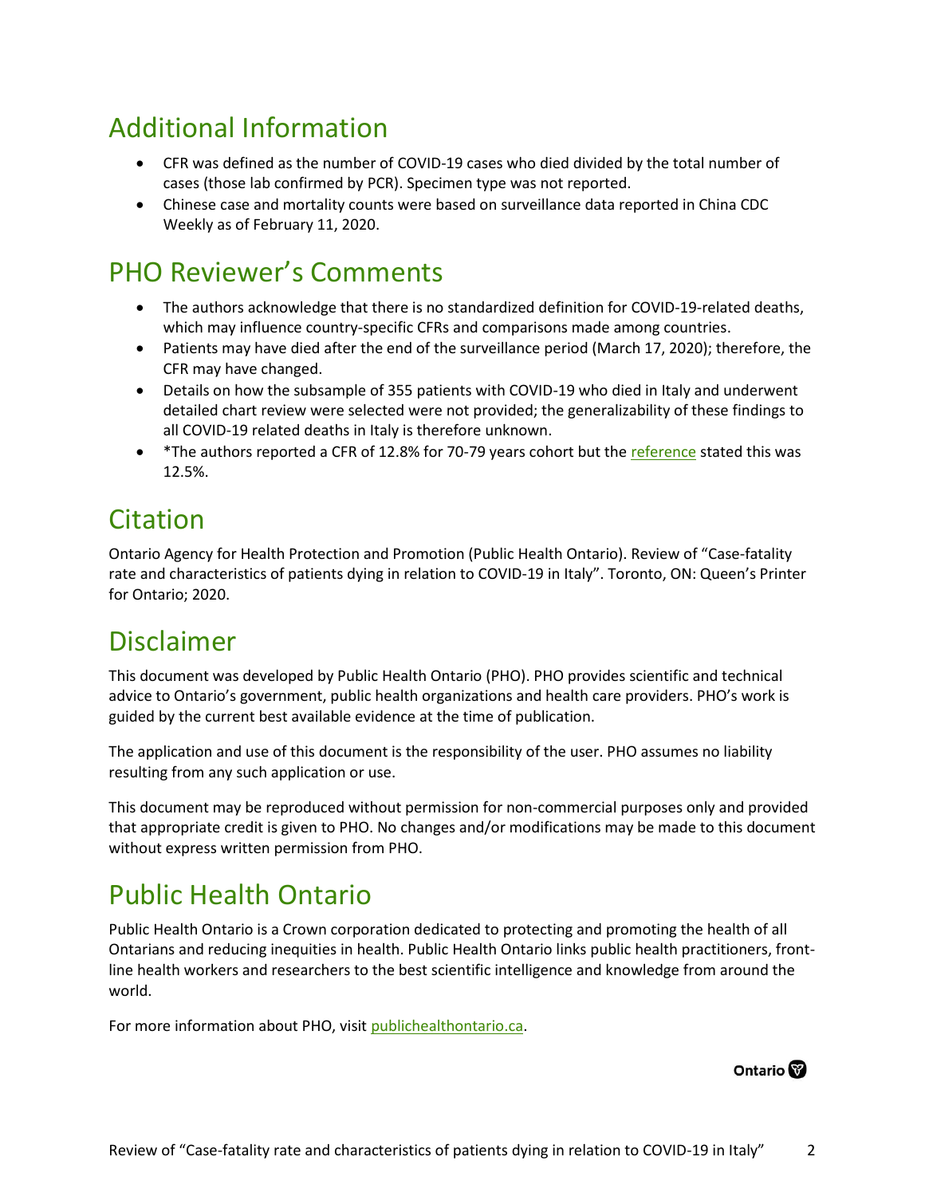## Additional Information

- CFR was defined as the number of COVID-19 cases who died divided by the total number of cases (those lab confirmed by PCR). Specimen type was not reported.
- Chinese case and mortality counts were based on surveillance data reported in China CDC Weekly as of February 11, 2020.

## PHO Reviewer's Comments

- The authors acknowledge that there is no standardized definition for COVID-19-related deaths, which may influence country-specific CFRs and comparisons made among countries.
- Patients may have died after the end of the surveillance period (March 17, 2020); therefore, the CFR may have changed.
- Details on how the subsample of 355 patients with COVID-19 who died in Italy and underwent detailed chart review were selected were not provided; the generalizability of these findings to all COVID-19 related deaths in Italy is therefore unknown.
- *The authors reported a CFR of 12.8% for 70-79 years cohort but the reference stated this was 12.5%.

## Citation

Ontario Agency for Health Protection and Promotion (Public Health Ontario). Review of "Case-fatality rate and characteristics of patients dying in relation to COVID-19 in Italy". Toronto, ON: Queen's Printer for Ontario; 2020.

## Disclaimer

This document was developed by Public Health Ontario (PHO). PHO provides scientific and technical advice to Ontario's government, public health organizations and health care providers. PHO's work is guided by the current best available evidence at the time of publication.

The application and use of this document is the responsibility of the user. PHO assumes no liability resulting from any such application or use.

This document may be reproduced without permission for non-commercial purposes only and provided that appropriate credit is given to PHO. No changes and/or modifications may be made to this document without express written permission from PHO.

## Public Health Ontario

Public Health Ontario is a Crown corporation dedicated to protecting and promoting the health of all Ontarians and reducing inequities in health. Public Health Ontario links public health practitioners, front-line health workers and researchers to the best scientific intelligence and knowledge from around the world.

For more information about PHO, visit publichealthontario.ca.

Ontario